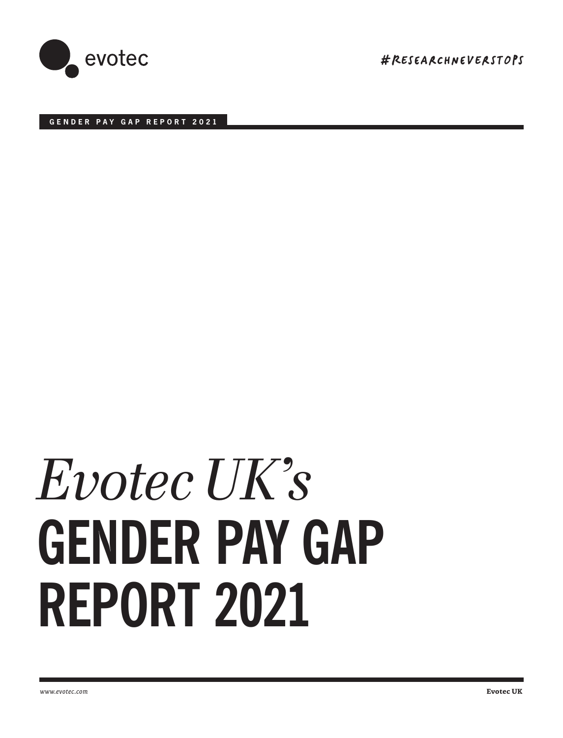evotec

#RESEARCHNEVERSTOPS

GENDER PAY GAP REPORT 2021

# *Evotec UK's* GENDER PAY GAP REPORT 2021

*www.evotec.com*

**Evotec UK**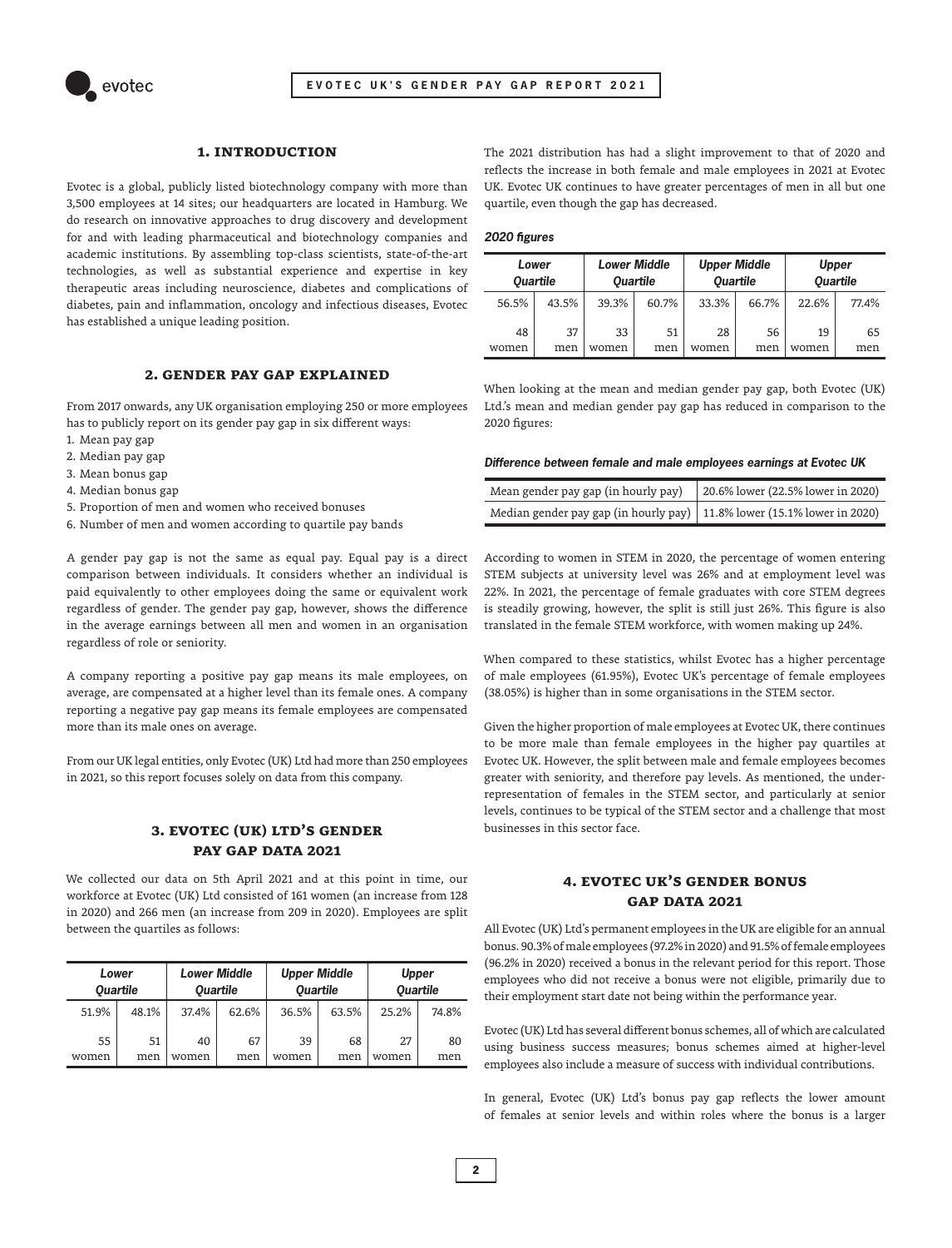## 1. INTRODUCTION

Evotec is a global, publicly listed biotechnology company with more than 3,500 employees at 14 sites; our headquarters are located in Hamburg. We do research on innovative approaches to drug discovery and development for and with leading pharmaceutical and biotechnology companies and academic institutions. By assembling top-class scientists, state-of-the-art technologies, as well as substantial experience and expertise in key therapeutic areas including neuroscience, diabetes and complications of diabetes, pain and inflammation, oncology and infectious diseases, Evotec has established a unique leading position.

## 2. GENDER PAY GAP EXPLAINED

From 2017 onwards, any UK organisation employing 250 or more employees has to publicly report on its gender pay gap in six different ways:

1. Mean pay gap
2. Median pay gap
3. Mean bonus gap
4. Median bonus gap
5. Proportion of men and women who received bonuses
6. Number of men and women according to quartile pay bands

A gender pay gap is not the same as equal pay. Equal pay is a direct comparison between individuals. It considers whether an individual is paid equivalently to other employees doing the same or equivalent work regardless of gender. The gender pay gap, however, shows the difference in the average earnings between all men and women in an organisation regardless of role or seniority.

A company reporting a positive pay gap means its male employees, on average, are compensated at a higher level than its female ones. A company reporting a negative pay gap means its female employees are compensated more than its male ones on average.

From our UK legal entities, only Evotec (UK) Ltd had more than 250 employees in 2021, so this report focuses solely on data from this company.

## 3. EVOTEC (UK) LTD'S GENDER PAY GAP DATA 2021

We collected our data on 5th April 2021 and at this point in time, our workforce at Evotec (UK) Ltd consisted of 161 women (an increase from 128 in 2020) and 266 men (an increase from 209 in 2020). Employees are split between the quartiles as follows:

| *Lower Quartile* | | *Lower Middle Quartile* | | *Upper Middle Quartile* | | *Upper Quartile* | |
|---|---|---|---|---|---|---|---|
| 51.9% | 48.1% | 37.4% | 62.6% | 36.5% | 63.5% | 25.2% | 74.8% |
| 55 women | 51 men | 40 women | 67 men | 39 women | 68 men | 27 women | 80 men |

The 2021 distribution has had a slight improvement to that of 2020 and reflects the increase in both female and male employees in 2021 at Evotec UK. Evotec UK continues to have greater percentages of men in all but one quartile, even though the gap has decreased.

***2020 figures***

| *Lower Quartile* | | *Lower Middle Quartile* | | *Upper Middle Quartile* | | *Upper Quartile* | |
|---|---|---|---|---|---|---|---|
| 56.5% | 43.5% | 39.3% | 60.7% | 33.3% | 66.7% | 22.6% | 77.4% |
| 48 women | 37 men | 33 women | 51 men | 28 women | 56 men | 19 women | 65 men |

When looking at the mean and median gender pay gap, both Evotec (UK) Ltd.'s mean and median gender pay gap has reduced in comparison to the 2020 figures:

***Difference between female and male employees earnings at Evotec UK***

| | |
|---|---|
| Mean gender pay gap (in hourly pay) | 20.6% lower (22.5% lower in 2020) |
| Median gender pay gap (in hourly pay) | 11.8% lower (15.1% lower in 2020) |

According to women in STEM in 2020, the percentage of women entering STEM subjects at university level was 26% and at employment level was 22%. In 2021, the percentage of female graduates with core STEM degrees is steadily growing, however, the split is still just 26%. This figure is also translated in the female STEM workforce, with women making up 24%.

When compared to these statistics, whilst Evotec has a higher percentage of male employees (61.95%), Evotec UK's percentage of female employees (38.05%) is higher than in some organisations in the STEM sector.

Given the higher proportion of male employees at Evotec UK, there continues to be more male than female employees in the higher pay quartiles at Evotec UK. However, the split between male and female employees becomes greater with seniority, and therefore pay levels. As mentioned, the under-representation of females in the STEM sector, and particularly at senior levels, continues to be typical of the STEM sector and a challenge that most businesses in this sector face.

## 4. EVOTEC UK'S GENDER BONUS GAP DATA 2021

All Evotec (UK) Ltd's permanent employees in the UK are eligible for an annual bonus. 90.3% of male employees (97.2% in 2020) and 91.5% of female employees (96.2% in 2020) received a bonus in the relevant period for this report. Those employees who did not receive a bonus were not eligible, primarily due to their employment start date not being within the performance year.

Evotec (UK) Ltd has several different bonus schemes, all of which are calculated using business success measures; bonus schemes aimed at higher-level employees also include a measure of success with individual contributions.

In general, Evotec (UK) Ltd's bonus pay gap reflects the lower amount of females at senior levels and within roles where the bonus is a larger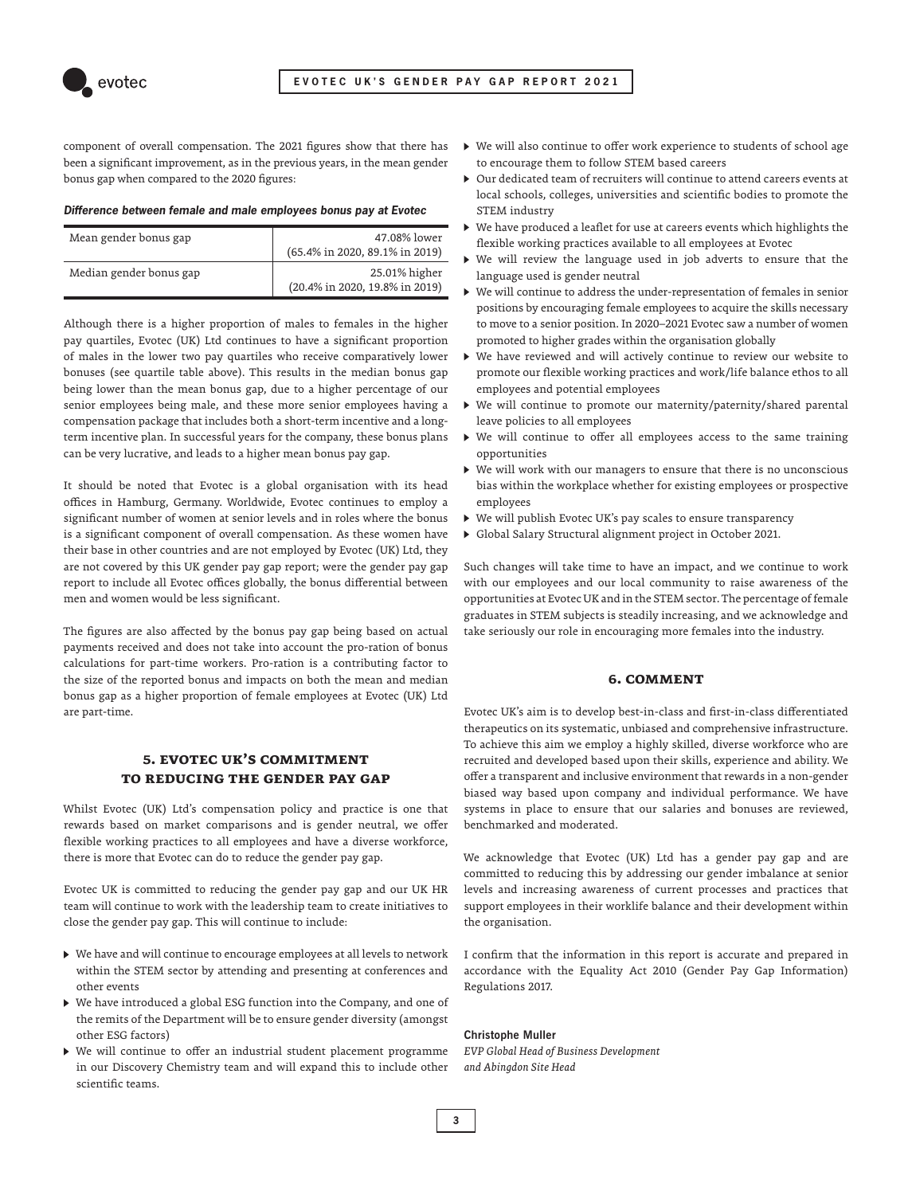component of overall compensation. The 2021 figures show that there has been a significant improvement, as in the previous years, in the mean gender bonus gap when compared to the 2020 figures:

***Difference between female and male employees bonus pay at Evotec***

| | |
|---|---|
| Mean gender bonus gap | 47.08% lower (65.4% in 2020, 89.1% in 2019) |
| Median gender bonus gap | 25.01% higher (20.4% in 2020, 19.8% in 2019) |

Although there is a higher proportion of males to females in the higher pay quartiles, Evotec (UK) Ltd continues to have a significant proportion of males in the lower two pay quartiles who receive comparatively lower bonuses (see quartile table above). This results in the median bonus gap being lower than the mean bonus gap, due to a higher percentage of our senior employees being male, and these more senior employees having a compensation package that includes both a short-term incentive and a long-term incentive plan. In successful years for the company, these bonus plans can be very lucrative, and leads to a higher mean bonus pay gap.

It should be noted that Evotec is a global organisation with its head offices in Hamburg, Germany. Worldwide, Evotec continues to employ a significant number of women at senior levels and in roles where the bonus is a significant component of overall compensation. As these women have their base in other countries and are not employed by Evotec (UK) Ltd, they are not covered by this UK gender pay gap report; were the gender pay gap report to include all Evotec offices globally, the bonus differential between men and women would be less significant.

The figures are also affected by the bonus pay gap being based on actual payments received and does not take into account the pro-ration of bonus calculations for part-time workers. Pro-ration is a contributing factor to the size of the reported bonus and impacts on both the mean and median bonus gap as a higher proportion of female employees at Evotec (UK) Ltd are part-time.

## 5. EVOTEC UK'S COMMITMENT TO REDUCING THE GENDER PAY GAP

Whilst Evotec (UK) Ltd's compensation policy and practice is one that rewards based on market comparisons and is gender neutral, we offer flexible working practices to all employees and have a diverse workforce, there is more that Evotec can do to reduce the gender pay gap.

Evotec UK is committed to reducing the gender pay gap and our UK HR team will continue to work with the leadership team to create initiatives to close the gender pay gap. This will continue to include:

- We have and will continue to encourage employees at all levels to network within the STEM sector by attending and presenting at conferences and other events
- We have introduced a global ESG function into the Company, and one of the remits of the Department will be to ensure gender diversity (amongst other ESG factors)
- We will continue to offer an industrial student placement programme in our Discovery Chemistry team and will expand this to include other scientific teams.
- We will also continue to offer work experience to students of school age to encourage them to follow STEM based careers
- Our dedicated team of recruiters will continue to attend careers events at local schools, colleges, universities and scientific bodies to promote the STEM industry
- We have produced a leaflet for use at careers events which highlights the flexible working practices available to all employees at Evotec
- We will review the language used in job adverts to ensure that the language used is gender neutral
- We will continue to address the under-representation of females in senior positions by encouraging female employees to acquire the skills necessary to move to a senior position. In 2020–2021 Evotec saw a number of women promoted to higher grades within the organisation globally
- We have reviewed and will actively continue to review our website to promote our flexible working practices and work/life balance ethos to all employees and potential employees
- We will continue to promote our maternity/paternity/shared parental leave policies to all employees
- We will continue to offer all employees access to the same training opportunities
- We will work with our managers to ensure that there is no unconscious bias within the workplace whether for existing employees or prospective employees
- We will publish Evotec UK's pay scales to ensure transparency
- Global Salary Structural alignment project in October 2021.

Such changes will take time to have an impact, and we continue to work with our employees and our local community to raise awareness of the opportunities at Evotec UK and in the STEM sector. The percentage of female graduates in STEM subjects is steadily increasing, and we acknowledge and take seriously our role in encouraging more females into the industry.

## 6. COMMENT

Evotec UK's aim is to develop best-in-class and first-in-class differentiated therapeutics on its systematic, unbiased and comprehensive infrastructure. To achieve this aim we employ a highly skilled, diverse workforce who are recruited and developed based upon their skills, experience and ability. We offer a transparent and inclusive environment that rewards in a non-gender biased way based upon company and individual performance. We have systems in place to ensure that our salaries and bonuses are reviewed, benchmarked and moderated.

We acknowledge that Evotec (UK) Ltd has a gender pay gap and are committed to reducing this by addressing our gender imbalance at senior levels and increasing awareness of current processes and practices that support employees in their worklife balance and their development within the organisation.

I confirm that the information in this report is accurate and prepared in accordance with the Equality Act 2010 (Gender Pay Gap Information) Regulations 2017.

**Christophe Muller**
*EVP Global Head of Business Development and Abingdon Site Head*